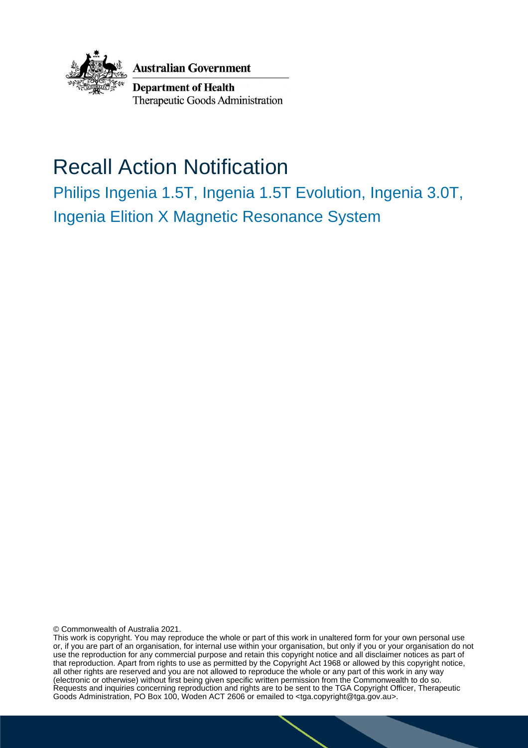Australian Government

Department of Health
Therapeutic Goods Administration

# Recall Action Notification

## Philips Ingenia 1.5T, Ingenia 1.5T Evolution, Ingenia 3.0T, Ingenia Elition X Magnetic Resonance System

© Commonwealth of Australia 2021.
This work is copyright. You may reproduce the whole or part of this work in unaltered form for your own personal use or, if you are part of an organisation, for internal use within your organisation, but only if you or your organisation do not use the reproduction for any commercial purpose and retain this copyright notice and all disclaimer notices as part of that reproduction. Apart from rights to use as permitted by the Copyright Act 1968 or allowed by this copyright notice, all other rights are reserved and you are not allowed to reproduce the whole or any part of this work in any way (electronic or otherwise) without first being given specific written permission from the Commonwealth to do so. Requests and inquiries concerning reproduction and rights are to be sent to the TGA Copyright Officer, Therapeutic Goods Administration, PO Box 100, Woden ACT 2606 or emailed to <tga.copyright@tga.gov.au>.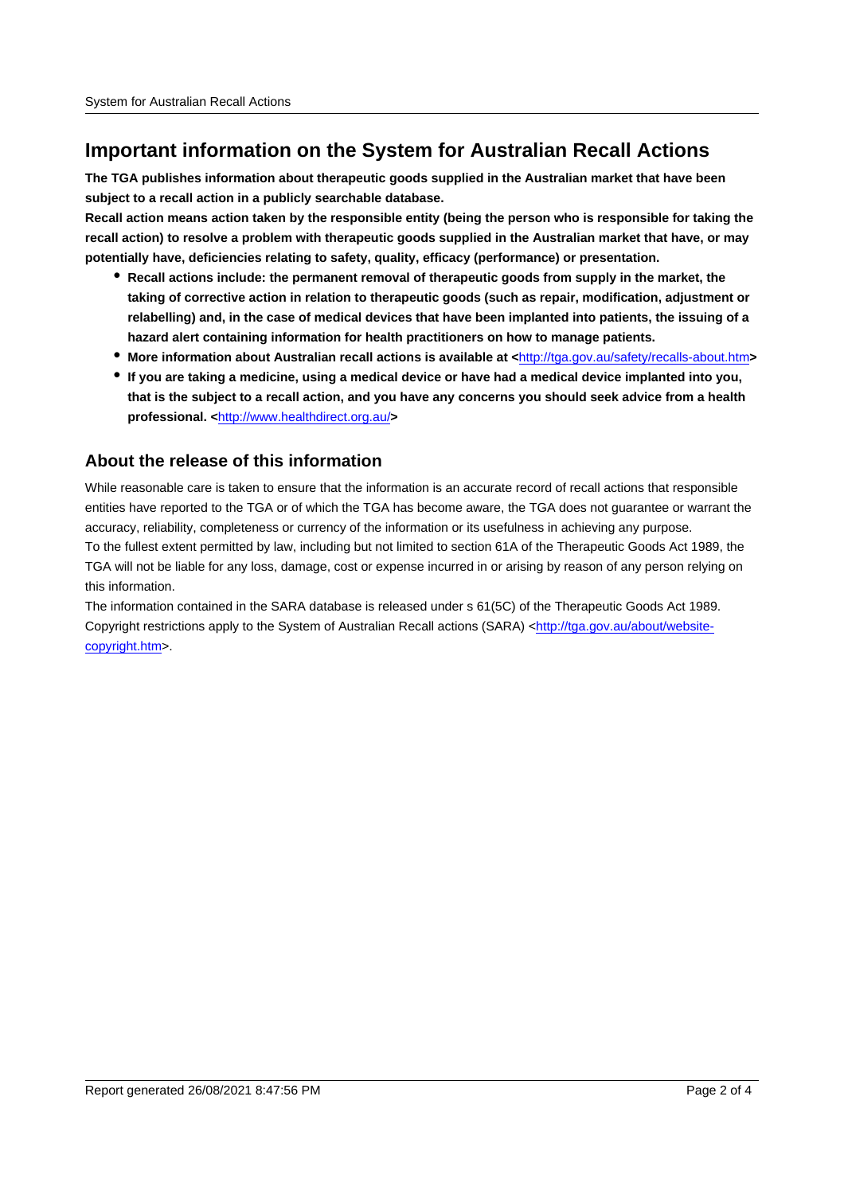# Important information on the System for Australian Recall Actions

**The TGA publishes information about therapeutic goods supplied in the Australian market that have been subject to a recall action in a publicly searchable database.**

**Recall action means action taken by the responsible entity (being the person who is responsible for taking the recall action) to resolve a problem with therapeutic goods supplied in the Australian market that have, or may potentially have, deficiencies relating to safety, quality, efficacy (performance) or presentation.**

- **Recall actions include: the permanent removal of therapeutic goods from supply in the market, the taking of corrective action in relation to therapeutic goods (such as repair, modification, adjustment or relabelling) and, in the case of medical devices that have been implanted into patients, the issuing of a hazard alert containing information for health practitioners on how to manage patients.**
- **More information about Australian recall actions is available at <**http://tga.gov.au/safety/recalls-about.htm**>**
- **If you are taking a medicine, using a medical device or have had a medical device implanted into you, that is the subject to a recall action, and you have any concerns you should seek advice from a health professional. <**http://www.healthdirect.org.au/**>**

## About the release of this information

While reasonable care is taken to ensure that the information is an accurate record of recall actions that responsible entities have reported to the TGA or of which the TGA has become aware, the TGA does not guarantee or warrant the accuracy, reliability, completeness or currency of the information or its usefulness in achieving any purpose.

To the fullest extent permitted by law, including but not limited to section 61A of the Therapeutic Goods Act 1989, the TGA will not be liable for any loss, damage, cost or expense incurred in or arising by reason of any person relying on this information.

The information contained in the SARA database is released under s 61(5C) of the Therapeutic Goods Act 1989. Copyright restrictions apply to the System of Australian Recall actions (SARA) <http://tga.gov.au/about/website-copyright.htm>.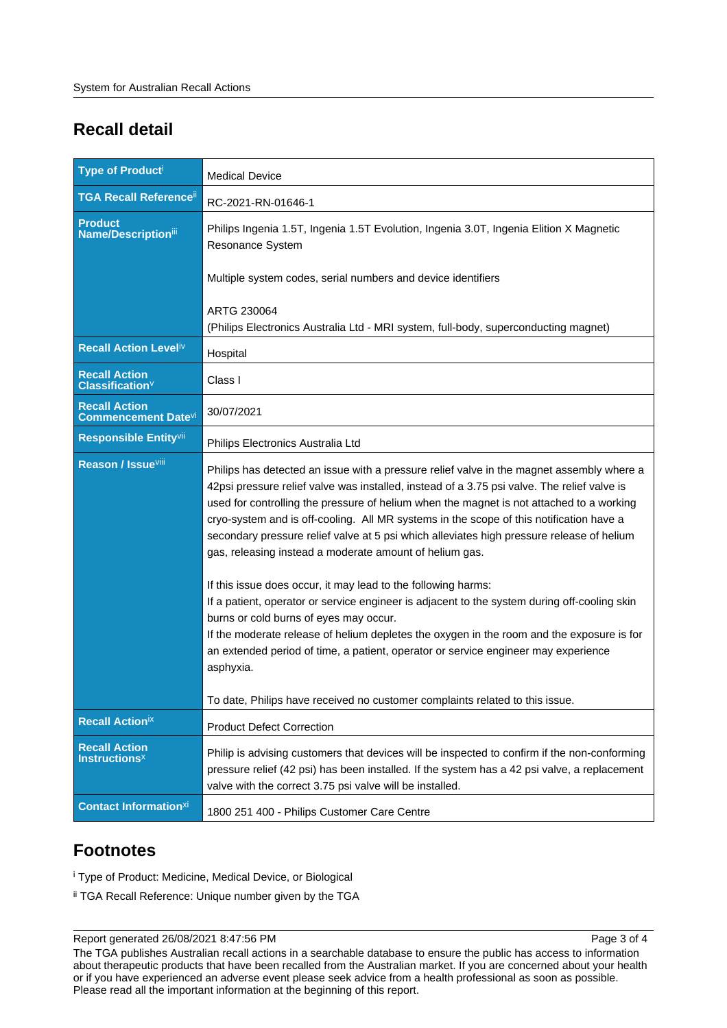## Recall detail

| Field | Detail |
|---|---|
| **Type of Product**[i] | Medical Device |
| **TGA Recall Reference**[ii] | RC-2021-RN-01646-1 |
| **Product Name/Description**[iii] | Philips Ingenia 1.5T, Ingenia 1.5T Evolution, Ingenia 3.0T, Ingenia Elition X Magnetic Resonance System<br><br>Multiple system codes, serial numbers and device identifiers<br><br>ARTG 230064<br>(Philips Electronics Australia Ltd - MRI system, full-body, superconducting magnet) |
| **Recall Action Level**[iv] | Hospital |
| **Recall Action Classification**[v] | Class I |
| **Recall Action Commencement Date**[vi] | 30/07/2021 |
| **Responsible Entity**[vii] | Philips Electronics Australia Ltd |
| **Reason / Issue**[viii] | Philips has detected an issue with a pressure relief valve in the magnet assembly where a 42psi pressure relief valve was installed, instead of a 3.75 psi valve. The relief valve is used for controlling the pressure of helium when the magnet is not attached to a working cryo-system and is off-cooling. All MR systems in the scope of this notification have a secondary pressure relief valve at 5 psi which alleviates high pressure release of helium gas, releasing instead a moderate amount of helium gas.<br><br>If this issue does occur, it may lead to the following harms:<br>If a patient, operator or service engineer is adjacent to the system during off-cooling skin burns or cold burns of eyes may occur.<br>If the moderate release of helium depletes the oxygen in the room and the exposure is for an extended period of time, a patient, operator or service engineer may experience asphyxia.<br><br>To date, Philips have received no customer complaints related to this issue. |
| **Recall Action**[ix] | Product Defect Correction |
| **Recall Instructions**[x] | Philip is advising customers that devices will be inspected to confirm if the non-conforming pressure relief (42 psi) has been installed. If the system has a 42 psi valve, a replacement valve with the correct 3.75 psi valve will be installed. |
| **Contact Information**[xi] | 1800 251 400 - Philips Customer Care Centre |

## Footnotes

[i] Type of Product: Medicine, Medical Device, or Biological

[ii] TGA Recall Reference: Unique number given by the TGA

Report generated 26/08/2021 8:47:56 PM

The TGA publishes Australian recall actions in a searchable database to ensure the public has access to information about therapeutic products that have been recalled from the Australian market. If you are concerned about your health or if you have experienced an adverse event please seek advice from a health professional as soon as possible. Please read all the important information at the beginning of this report.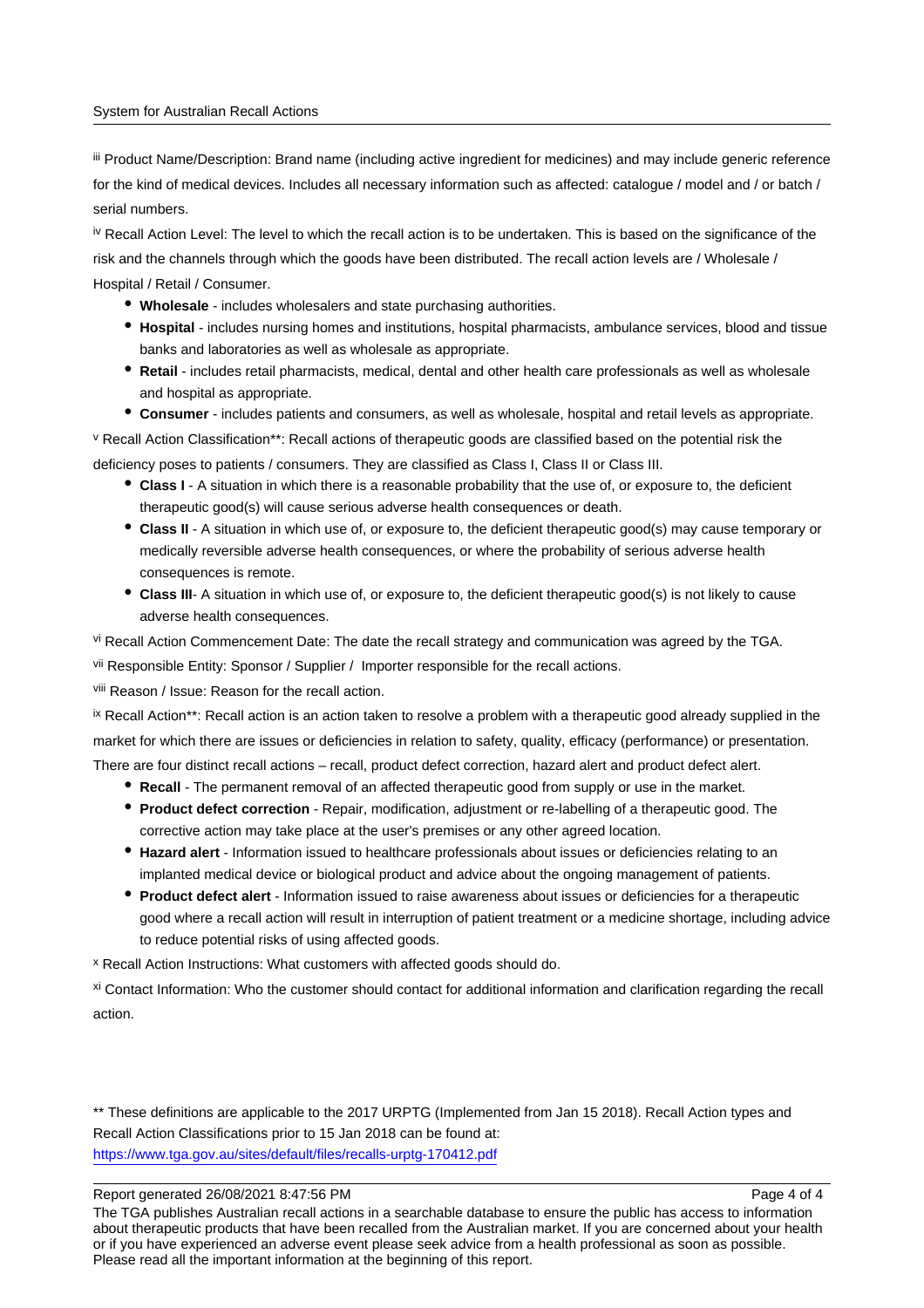[iii] Product Name/Description: Brand name (including active ingredient for medicines) and may include generic reference for the kind of medical devices. Includes all necessary information such as affected: catalogue / model and / or batch / serial numbers.

[iv] Recall Action Level: The level to which the recall action is to be undertaken. This is based on the significance of the risk and the channels through which the goods have been distributed. The recall action levels are / Wholesale / Hospital / Retail / Consumer.

- **Wholesale** - includes wholesalers and state purchasing authorities.
- **Hospital** - includes nursing homes and institutions, hospital pharmacists, ambulance services, blood and tissue banks and laboratories as well as wholesale as appropriate.
- **Retail** - includes retail pharmacists, medical, dental and other health care professionals as well as wholesale and hospital as appropriate.
- **Consumer** - includes patients and consumers, as well as wholesale, hospital and retail levels as appropriate.

[v] Recall Action Classification**: Recall actions of therapeutic goods are classified based on the potential risk the deficiency poses to patients / consumers. They are classified as Class I, Class II or Class III.

- **Class I** - A situation in which there is a reasonable probability that the use of, or exposure to, the deficient therapeutic good(s) will cause serious adverse health consequences or death.
- **Class II** - A situation in which use of, or exposure to, the deficient therapeutic good(s) may cause temporary or medically reversible adverse health consequences, or where the probability of serious adverse health consequences is remote.
- **Class III**- A situation in which use of, or exposure to, the deficient therapeutic good(s) is not likely to cause adverse health consequences.

[vi] Recall Action Commencement Date: The date the recall strategy and communication was agreed by the TGA.

[vii] Responsible Entity: Sponsor / Supplier / Importer responsible for the recall actions.

[viii] Reason / Issue: Reason for the recall action.

[ix] Recall Action**: Recall action is an action taken to resolve a problem with a therapeutic good already supplied in the market for which there are issues or deficiencies in relation to safety, quality, efficacy (performance) or presentation. There are four distinct recall actions – recall, product defect correction, hazard alert and product defect alert.

- **Recall** - The permanent removal of an affected therapeutic good from supply or use in the market.
- **Product defect correction** - Repair, modification, adjustment or re-labelling of a therapeutic good. The corrective action may take place at the user's premises or any other agreed location.
- **Hazard alert** - Information issued to healthcare professionals about issues or deficiencies relating to an implanted medical device or biological product and advice about the ongoing management of patients.
- **Product defect alert** - Information issued to raise awareness about issues or deficiencies for a therapeutic good where a recall action will result in interruption of patient treatment or a medicine shortage, including advice to reduce potential risks of using affected goods.

[x] Recall Action Instructions: What customers with affected goods should do.

[xi] Contact Information: Who the customer should contact for additional information and clarification regarding the recall action.

** These definitions are applicable to the 2017 URPTG (Implemented from Jan 15 2018). Recall Action types and Recall Action Classifications prior to 15 Jan 2018 can be found at: https://www.tga.gov.au/sites/default/files/recalls-urptg-170412.pdf

Report generated 26/08/2021 8:47:56 PM

The TGA publishes Australian recall actions in a searchable database to ensure the public has access to information about therapeutic products that have been recalled from the Australian market. If you are concerned about your health or if you have experienced an adverse event please seek advice from a health professional as soon as possible. Please read all the important information at the beginning of this report.